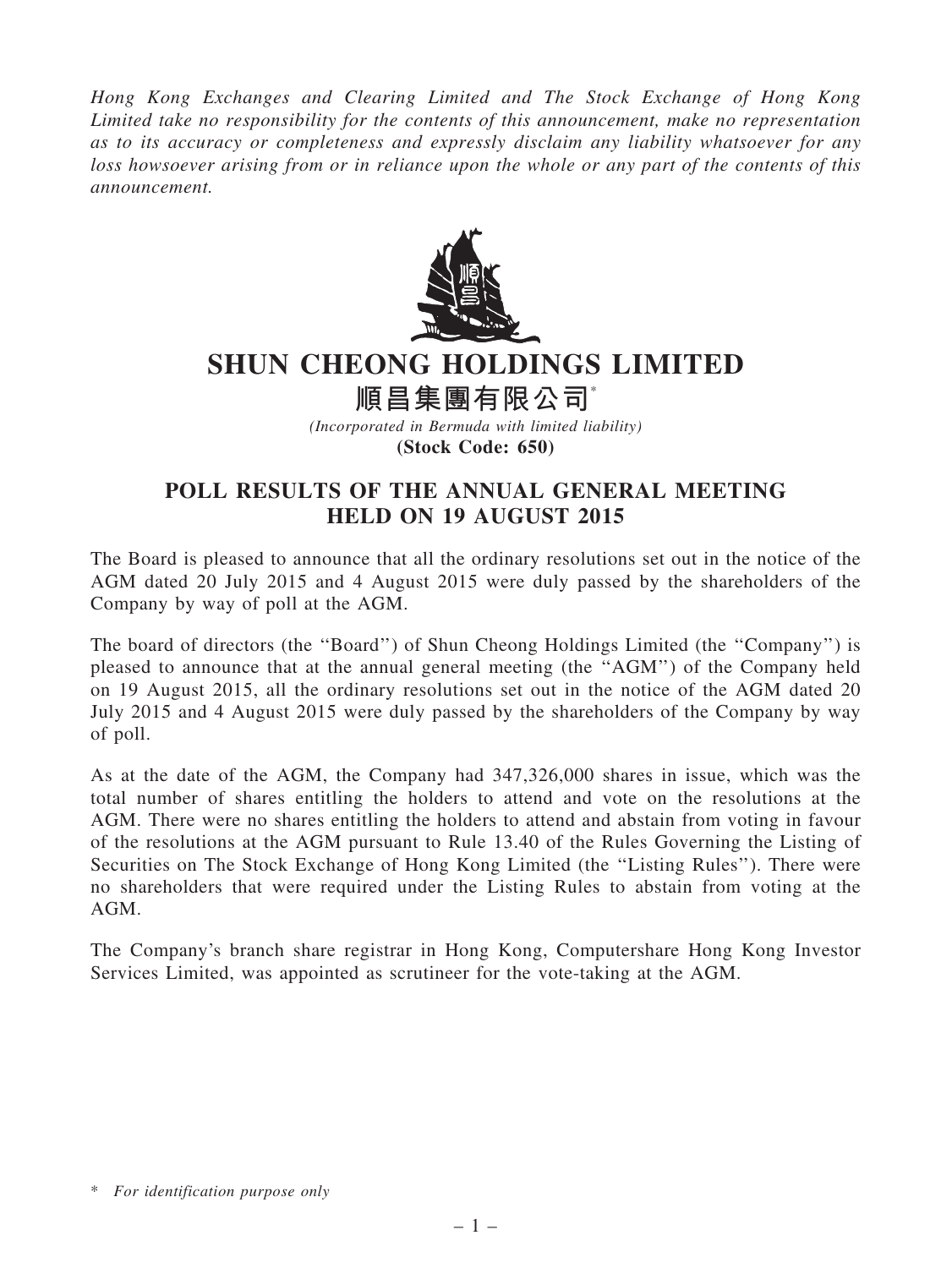*Hong Kong Exchanges and Clearing Limited and The Stock Exchange of Hong Kong Limited take no responsibility for the contents of this announcement, make no representation as to its accuracy or completeness and expressly disclaim any liability whatsoever for any loss howsoever arising from or in reliance upon the whole or any part of the contents of this announcement.*

# SHUN CHEONG HOLDINGS LIMITED

# 順昌集團有限公司*

*(Incorporated in Bermuda with limited liability)*

**(Stock Code: 650)**

## POLL RESULTS OF THE ANNUAL GENERAL MEETING HELD ON 19 AUGUST 2015

The Board is pleased to announce that all the ordinary resolutions set out in the notice of the AGM dated 20 July 2015 and 4 August 2015 were duly passed by the shareholders of the Company by way of poll at the AGM.

The board of directors (the ''Board'') of Shun Cheong Holdings Limited (the ''Company'') is pleased to announce that at the annual general meeting (the ''AGM'') of the Company held on 19 August 2015, all the ordinary resolutions set out in the notice of the AGM dated 20 July 2015 and 4 August 2015 were duly passed by the shareholders of the Company by way of poll.

As at the date of the AGM, the Company had 347,326,000 shares in issue, which was the total number of shares entitling the holders to attend and vote on the resolutions at the AGM. There were no shares entitling the holders to attend and abstain from voting in favour of the resolutions at the AGM pursuant to Rule 13.40 of the Rules Governing the Listing of Securities on The Stock Exchange of Hong Kong Limited (the ''Listing Rules''). There were no shareholders that were required under the Listing Rules to abstain from voting at the AGM.

The Company's branch share registrar in Hong Kong, Computershare Hong Kong Investor Services Limited, was appointed as scrutineer for the vote-taking at the AGM.

\* *For identification purpose only*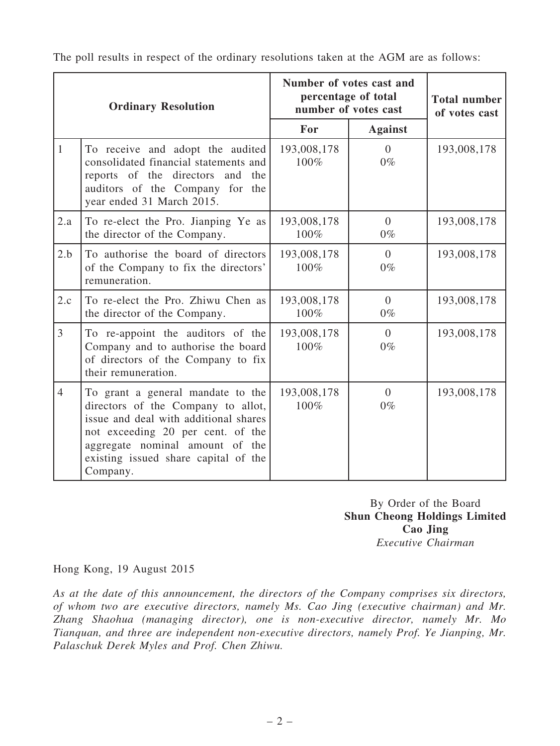The poll results in respect of the ordinary resolutions taken at the AGM are as follows:

| Ordinary Resolution | | Number of votes cast and percentage of total number of votes cast | | Total number of votes cast |
|---|---|---|---|---|
| | | For | Against | |
| 1 | To receive and adopt the audited consolidated financial statements and reports of the directors and the auditors of the Company for the year ended 31 March 2015. | 193,008,178<br>100% | 0<br>0% | 193,008,178 |
| 2.a | To re-elect the Pro. Jianping Ye as the director of the Company. | 193,008,178<br>100% | 0<br>0% | 193,008,178 |
| 2.b | To authorise the board of directors of the Company to fix the directors' remuneration. | 193,008,178<br>100% | 0<br>0% | 193,008,178 |
| 2.c | To re-elect the Pro. Zhiwu Chen as the director of the Company. | 193,008,178<br>100% | 0<br>0% | 193,008,178 |
| 3 | To re-appoint the auditors of the Company and to authorise the board of directors of the Company to fix their remuneration. | 193,008,178<br>100% | 0<br>0% | 193,008,178 |
| 4 | To grant a general mandate to the directors of the Company to allot, issue and deal with additional shares not exceeding 20 per cent. of the aggregate nominal amount of the existing issued share capital of the Company. | 193,008,178<br>100% | 0<br>0% | 193,008,178 |

By Order of the Board
**Shun Cheong Holdings Limited**
**Cao Jing**
*Executive Chairman*

Hong Kong, 19 August 2015

*As at the date of this announcement, the directors of the Company comprises six directors, of whom two are executive directors, namely Ms. Cao Jing (executive chairman) and Mr. Zhang Shaohua (managing director), one is non-executive director, namely Mr. Mo Tianquan, and three are independent non-executive directors, namely Prof. Ye Jianping, Mr. Palaschuk Derek Myles and Prof. Chen Zhiwu.*